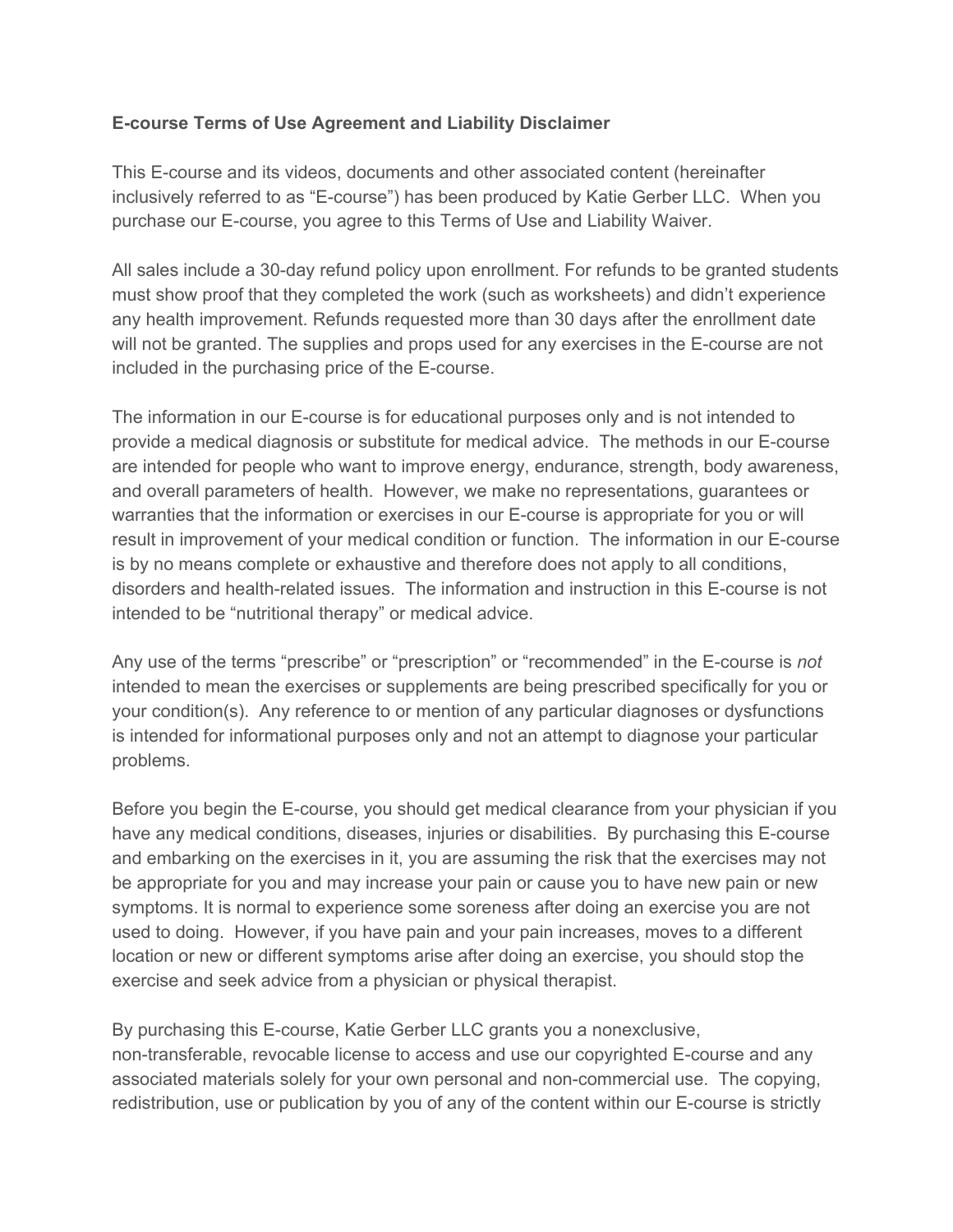**E-course Terms of Use Agreement and Liability Disclaimer**

This E-course and its videos, documents and other associated content (hereinafter inclusively referred to as "E-course") has been produced by Katie Gerber LLC. When you purchase our E-course, you agree to this Terms of Use and Liability Waiver.

All sales include a 30-day refund policy upon enrollment. For refunds to be granted students must show proof that they completed the work (such as worksheets) and didn't experience any health improvement. Refunds requested more than 30 days after the enrollment date will not be granted. The supplies and props used for any exercises in the E-course are not included in the purchasing price of the E-course.

The information in our E-course is for educational purposes only and is not intended to provide a medical diagnosis or substitute for medical advice. The methods in our E-course are intended for people who want to improve energy, endurance, strength, body awareness, and overall parameters of health. However, we make no representations, guarantees or warranties that the information or exercises in our E-course is appropriate for you or will result in improvement of your medical condition or function. The information in our E-course is by no means complete or exhaustive and therefore does not apply to all conditions, disorders and health-related issues. The information and instruction in this E-course is not intended to be "nutritional therapy" or medical advice.

Any use of the terms "prescribe" or "prescription" or "recommended" in the E-course is *not* intended to mean the exercises or supplements are being prescribed specifically for you or your condition(s). Any reference to or mention of any particular diagnoses or dysfunctions is intended for informational purposes only and not an attempt to diagnose your particular problems.

Before you begin the E-course, you should get medical clearance from your physician if you have any medical conditions, diseases, injuries or disabilities. By purchasing this E-course and embarking on the exercises in it, you are assuming the risk that the exercises may not be appropriate for you and may increase your pain or cause you to have new pain or new symptoms. It is normal to experience some soreness after doing an exercise you are not used to doing. However, if you have pain and your pain increases, moves to a different location or new or different symptoms arise after doing an exercise, you should stop the exercise and seek advice from a physician or physical therapist.

By purchasing this E-course, Katie Gerber LLC grants you a nonexclusive, non-transferable, revocable license to access and use our copyrighted E-course and any associated materials solely for your own personal and non-commercial use. The copying, redistribution, use or publication by you of any of the content within our E-course is strictly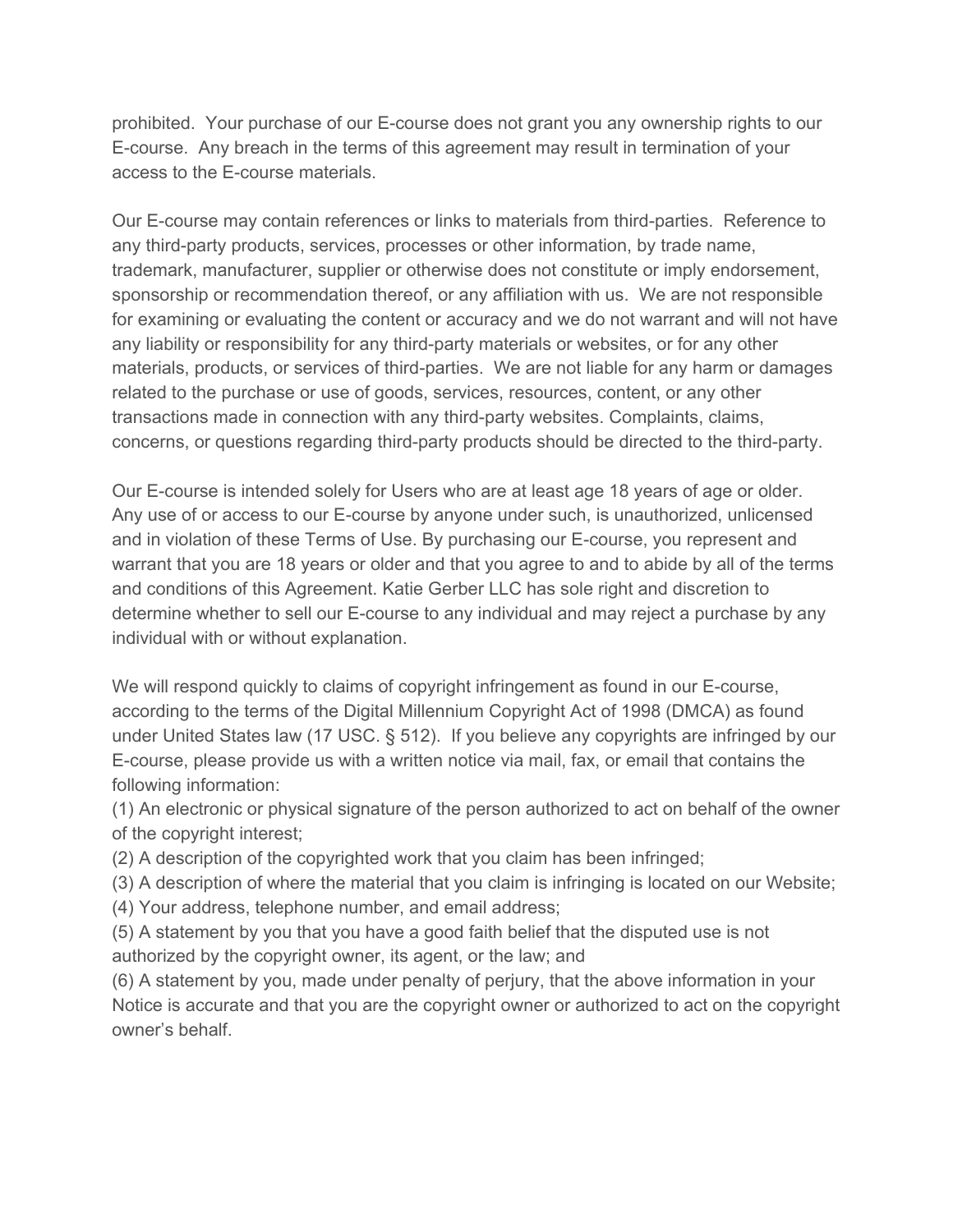prohibited. Your purchase of our E-course does not grant you any ownership rights to our E-course. Any breach in the terms of this agreement may result in termination of your access to the E-course materials.

Our E-course may contain references or links to materials from third-parties. Reference to any third-party products, services, processes or other information, by trade name, trademark, manufacturer, supplier or otherwise does not constitute or imply endorsement, sponsorship or recommendation thereof, or any affiliation with us. We are not responsible for examining or evaluating the content or accuracy and we do not warrant and will not have any liability or responsibility for any third-party materials or websites, or for any other materials, products, or services of third-parties. We are not liable for any harm or damages related to the purchase or use of goods, services, resources, content, or any other transactions made in connection with any third-party websites. Complaints, claims, concerns, or questions regarding third-party products should be directed to the third-party.

Our E-course is intended solely for Users who are at least age 18 years of age or older. Any use of or access to our E-course by anyone under such, is unauthorized, unlicensed and in violation of these Terms of Use. By purchasing our E-course, you represent and warrant that you are 18 years or older and that you agree to and to abide by all of the terms and conditions of this Agreement. Katie Gerber LLC has sole right and discretion to determine whether to sell our E-course to any individual and may reject a purchase by any individual with or without explanation.

We will respond quickly to claims of copyright infringement as found in our E-course, according to the terms of the Digital Millennium Copyright Act of 1998 (DMCA) as found under United States law (17 USC. § 512). If you believe any copyrights are infringed by our E-course, please provide us with a written notice via mail, fax, or email that contains the following information:

(1) An electronic or physical signature of the person authorized to act on behalf of the owner of the copyright interest;
(2) A description of the copyrighted work that you claim has been infringed;
(3) A description of where the material that you claim is infringing is located on our Website;
(4) Your address, telephone number, and email address;
(5) A statement by you that you have a good faith belief that the disputed use is not authorized by the copyright owner, its agent, or the law; and
(6) A statement by you, made under penalty of perjury, that the above information in your Notice is accurate and that you are the copyright owner or authorized to act on the copyright owner's behalf.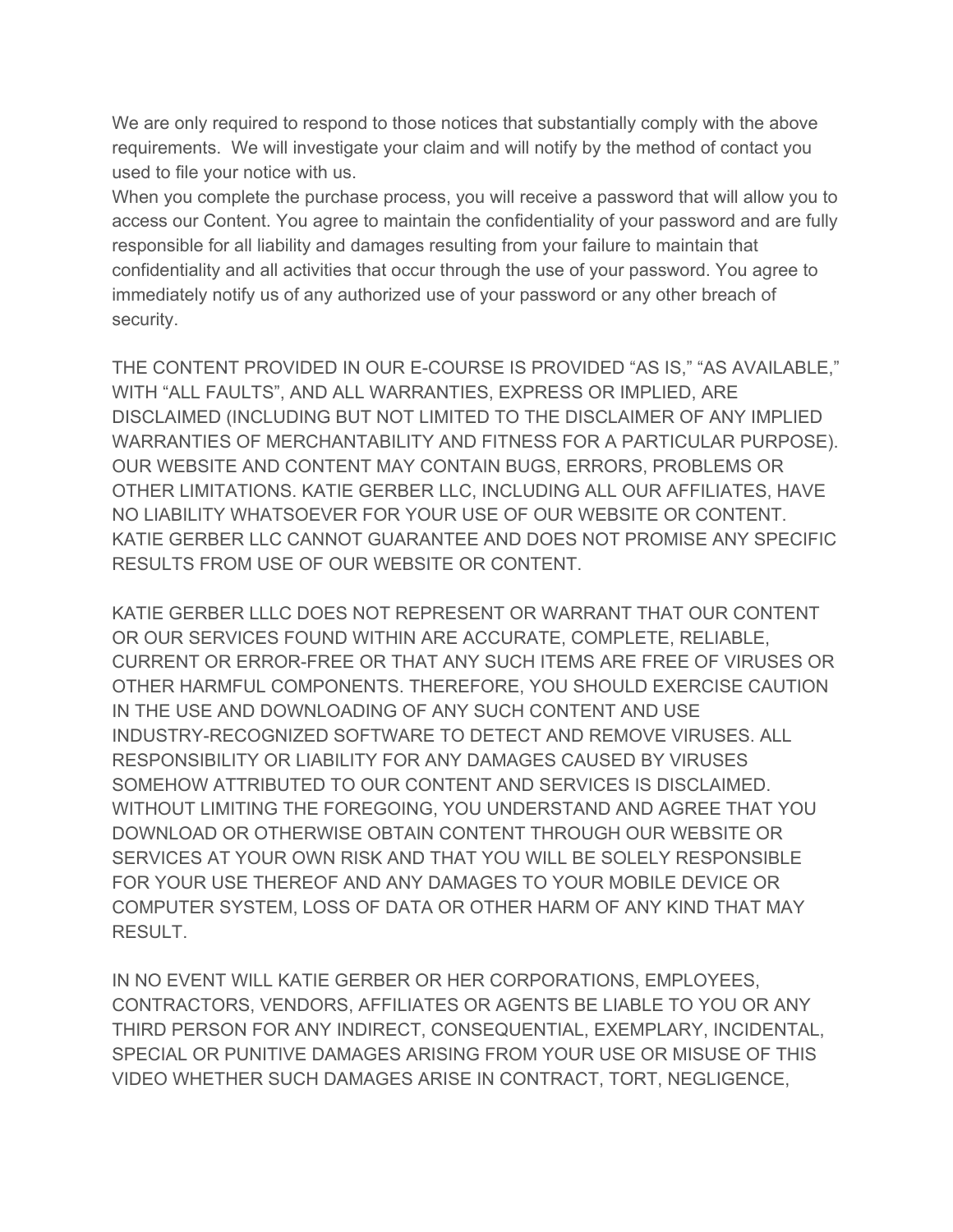We are only required to respond to those notices that substantially comply with the above requirements. We will investigate your claim and will notify by the method of contact you used to file your notice with us.

When you complete the purchase process, you will receive a password that will allow you to access our Content. You agree to maintain the confidentiality of your password and are fully responsible for all liability and damages resulting from your failure to maintain that confidentiality and all activities that occur through the use of your password. You agree to immediately notify us of any authorized use of your password or any other breach of security.

THE CONTENT PROVIDED IN OUR E-COURSE IS PROVIDED “AS IS,” “AS AVAILABLE,” WITH “ALL FAULTS”, AND ALL WARRANTIES, EXPRESS OR IMPLIED, ARE DISCLAIMED (INCLUDING BUT NOT LIMITED TO THE DISCLAIMER OF ANY IMPLIED WARRANTIES OF MERCHANTABILITY AND FITNESS FOR A PARTICULAR PURPOSE). OUR WEBSITE AND CONTENT MAY CONTAIN BUGS, ERRORS, PROBLEMS OR OTHER LIMITATIONS. KATIE GERBER LLC, INCLUDING ALL OUR AFFILIATES, HAVE NO LIABILITY WHATSOEVER FOR YOUR USE OF OUR WEBSITE OR CONTENT. KATIE GERBER LLC CANNOT GUARANTEE AND DOES NOT PROMISE ANY SPECIFIC RESULTS FROM USE OF OUR WEBSITE OR CONTENT.

KATIE GERBER LLLC DOES NOT REPRESENT OR WARRANT THAT OUR CONTENT OR OUR SERVICES FOUND WITHIN ARE ACCURATE, COMPLETE, RELIABLE, CURRENT OR ERROR-FREE OR THAT ANY SUCH ITEMS ARE FREE OF VIRUSES OR OTHER HARMFUL COMPONENTS. THEREFORE, YOU SHOULD EXERCISE CAUTION IN THE USE AND DOWNLOADING OF ANY SUCH CONTENT AND USE INDUSTRY-RECOGNIZED SOFTWARE TO DETECT AND REMOVE VIRUSES. ALL RESPONSIBILITY OR LIABILITY FOR ANY DAMAGES CAUSED BY VIRUSES SOMEHOW ATTRIBUTED TO OUR CONTENT AND SERVICES IS DISCLAIMED. WITHOUT LIMITING THE FOREGOING, YOU UNDERSTAND AND AGREE THAT YOU DOWNLOAD OR OTHERWISE OBTAIN CONTENT THROUGH OUR WEBSITE OR SERVICES AT YOUR OWN RISK AND THAT YOU WILL BE SOLELY RESPONSIBLE FOR YOUR USE THEREOF AND ANY DAMAGES TO YOUR MOBILE DEVICE OR COMPUTER SYSTEM, LOSS OF DATA OR OTHER HARM OF ANY KIND THAT MAY RESULT.

IN NO EVENT WILL KATIE GERBER OR HER CORPORATIONS, EMPLOYEES, CONTRACTORS, VENDORS, AFFILIATES OR AGENTS BE LIABLE TO YOU OR ANY THIRD PERSON FOR ANY INDIRECT, CONSEQUENTIAL, EXEMPLARY, INCIDENTAL, SPECIAL OR PUNITIVE DAMAGES ARISING FROM YOUR USE OR MISUSE OF THIS VIDEO WHETHER SUCH DAMAGES ARISE IN CONTRACT, TORT, NEGLIGENCE,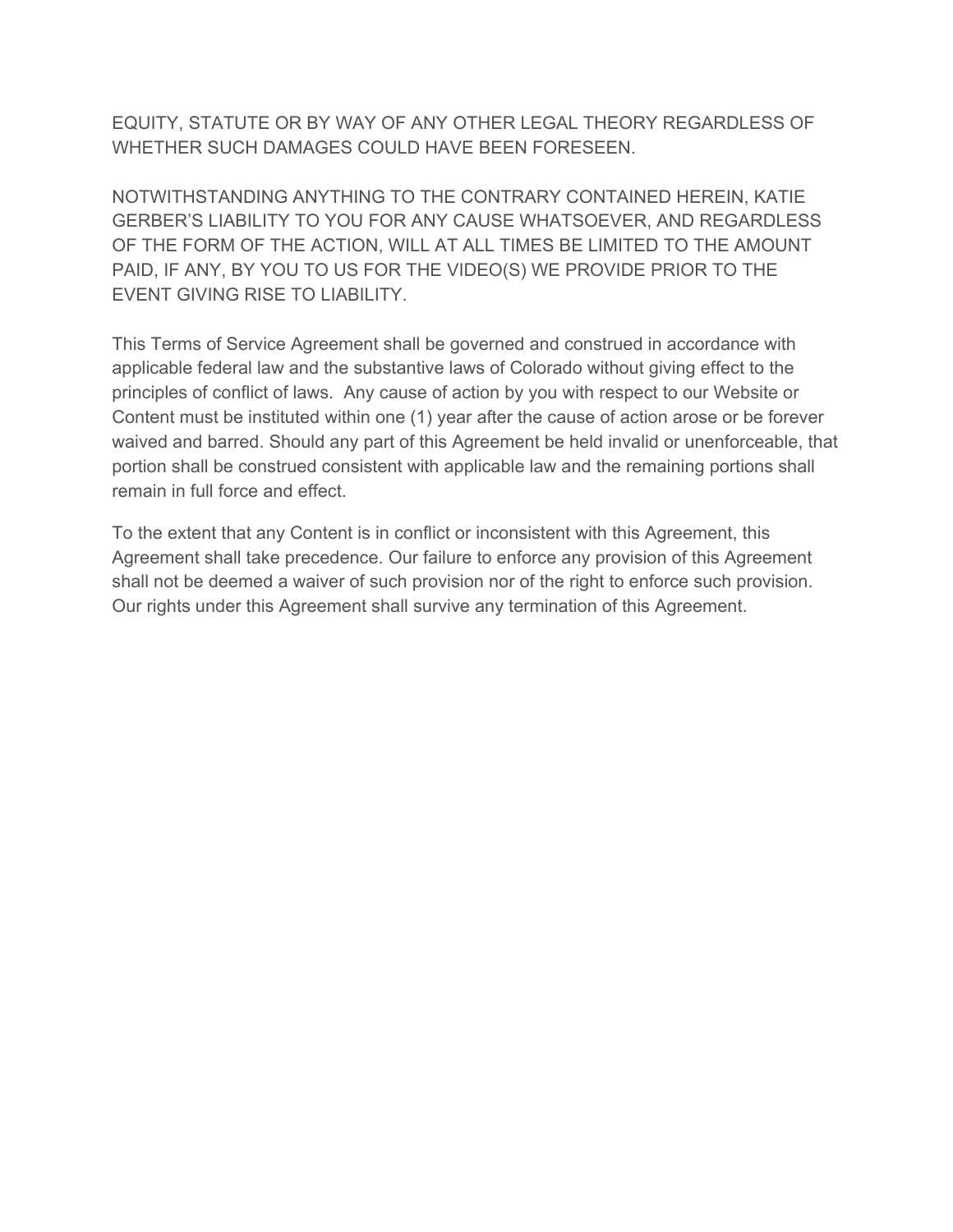EQUITY, STATUTE OR BY WAY OF ANY OTHER LEGAL THEORY REGARDLESS OF WHETHER SUCH DAMAGES COULD HAVE BEEN FORESEEN.

NOTWITHSTANDING ANYTHING TO THE CONTRARY CONTAINED HEREIN, KATIE GERBER'S LIABILITY TO YOU FOR ANY CAUSE WHATSOEVER, AND REGARDLESS OF THE FORM OF THE ACTION, WILL AT ALL TIMES BE LIMITED TO THE AMOUNT PAID, IF ANY, BY YOU TO US FOR THE VIDEO(S) WE PROVIDE PRIOR TO THE EVENT GIVING RISE TO LIABILITY.

This Terms of Service Agreement shall be governed and construed in accordance with applicable federal law and the substantive laws of Colorado without giving effect to the principles of conflict of laws. Any cause of action by you with respect to our Website or Content must be instituted within one (1) year after the cause of action arose or be forever waived and barred. Should any part of this Agreement be held invalid or unenforceable, that portion shall be construed consistent with applicable law and the remaining portions shall remain in full force and effect.

To the extent that any Content is in conflict or inconsistent with this Agreement, this Agreement shall take precedence. Our failure to enforce any provision of this Agreement shall not be deemed a waiver of such provision nor of the right to enforce such provision. Our rights under this Agreement shall survive any termination of this Agreement.